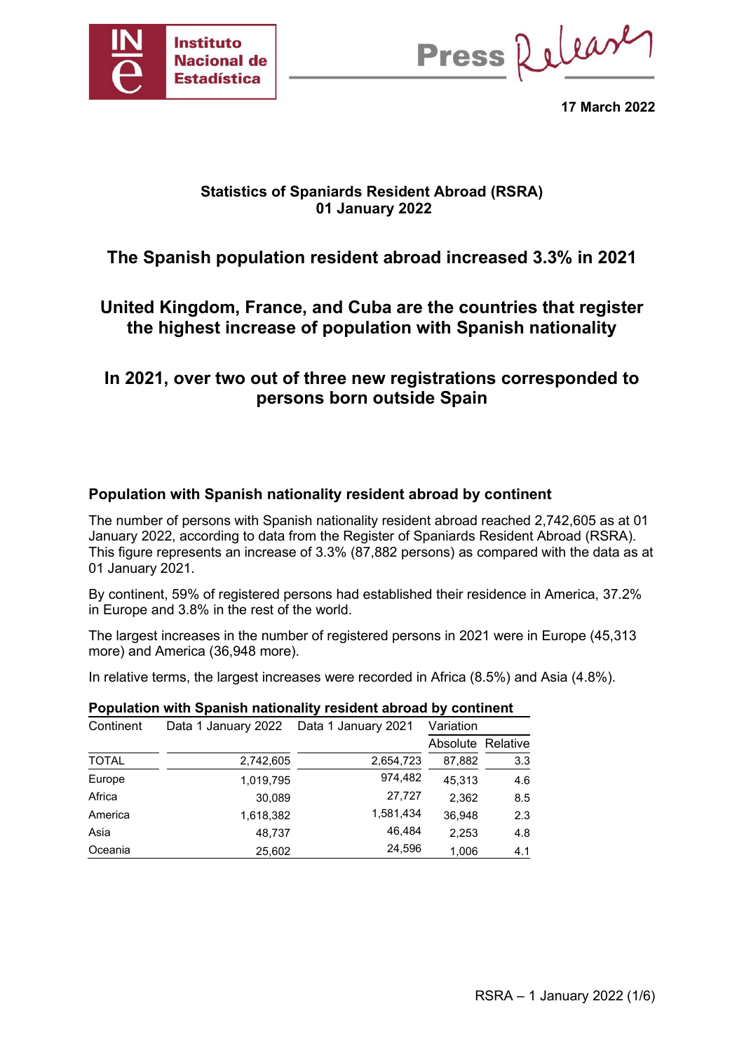**17 March 2022**

### Statistics of Spaniards Resident Abroad (RSRA)
### 01 January 2022

# The Spanish population resident abroad increased 3.3% in 2021

## United Kingdom, France, and Cuba are the countries that register the highest increase of population with Spanish nationality

## In 2021, over two out of three new registrations corresponded to persons born outside Spain

### Population with Spanish nationality resident abroad by continent

The number of persons with Spanish nationality resident abroad reached 2,742,605 as at 01 January 2022, according to data from the Register of Spaniards Resident Abroad (RSRA). This figure represents an increase of 3.3% (87,882 persons) as compared with the data as at 01 January 2021.

By continent, 59% of registered persons had established their residence in America, 37.2% in Europe and 3.8% in the rest of the world.

The largest increases in the number of registered persons in 2021 were in Europe (45,313 more) and America (36,948 more).

In relative terms, the largest increases were recorded in Africa (8.5%) and Asia (4.8%).

**Population with Spanish nationality resident abroad by continent**

| Continent | Data 1 January 2022 | Data 1 January 2021 | Variation | |
|---|---|---|---|---|
| | | | Absolute | Relative |
| TOTAL | 2,742,605 | 2,654,723 | 87,882 | 3.3 |
| Europe | 1,019,795 | 974,482 | 45,313 | 4.6 |
| Africa | 30,089 | 27,727 | 2,362 | 8.5 |
| America | 1,618,382 | 1,581,434 | 36,948 | 2.3 |
| Asia | 48,737 | 46,484 | 2,253 | 4.8 |
| Oceania | 25,602 | 24,596 | 1,006 | 4.1 |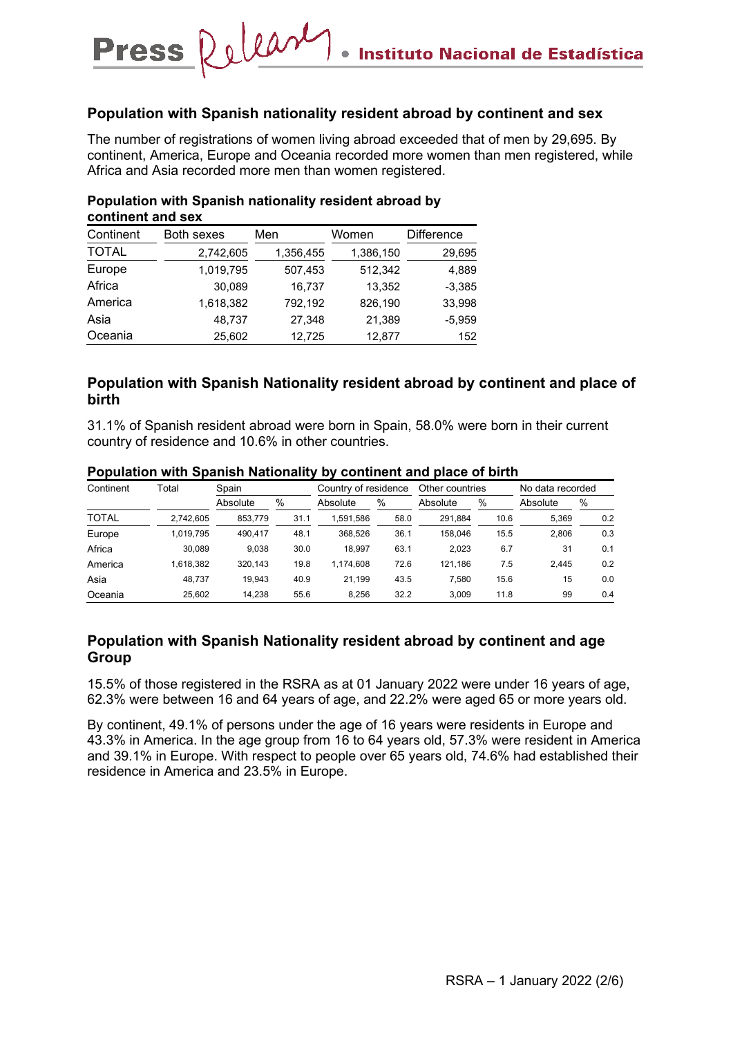## Population with Spanish nationality resident abroad by continent and sex

The number of registrations of women living abroad exceeded that of men by 29,695. By continent, America, Europe and Oceania recorded more women than men registered, while Africa and Asia recorded more men than women registered.

**Population with Spanish nationality resident abroad by continent and sex**

| Continent | Both sexes | Men | Women | Difference |
|---|---|---|---|---|
| TOTAL | 2,742,605 | 1,356,455 | 1,386,150 | 29,695 |
| Europe | 1,019,795 | 507,453 | 512,342 | 4,889 |
| Africa | 30,089 | 16,737 | 13,352 | -3,385 |
| America | 1,618,382 | 792,192 | 826,190 | 33,998 |
| Asia | 48,737 | 27,348 | 21,389 | -5,959 |
| Oceania | 25,602 | 12,725 | 12,877 | 152 |

## Population with Spanish Nationality resident abroad by continent and place of birth

31.1% of Spanish resident abroad were born in Spain, 58.0% were born in their current country of residence and 10.6% in other countries.

**Population with Spanish Nationality by continent and place of birth**

| Continent | Total | Spain | | Country of residence | | Other countries | | No data recorded | |
|---|---|---|---|---|---|---|---|---|---|
| | | Absolute | % | Absolute | % | Absolute | % | Absolute | % |
| TOTAL | 2,742,605 | 853,779 | 31.1 | 1,591,586 | 58.0 | 291,884 | 10.6 | 5,369 | 0.2 |
| Europe | 1,019,795 | 490,417 | 48.1 | 368,526 | 36.1 | 158,046 | 15.5 | 2,806 | 0.3 |
| Africa | 30,089 | 9,038 | 30.0 | 18,997 | 63.1 | 2,023 | 6.7 | 31 | 0.1 |
| America | 1,618,382 | 320,143 | 19.8 | 1,174,608 | 72.6 | 121,186 | 7.5 | 2,445 | 0.2 |
| Asia | 48,737 | 19,943 | 40.9 | 21,199 | 43.5 | 7,580 | 15.6 | 15 | 0.0 |
| Oceania | 25,602 | 14,238 | 55.6 | 8,256 | 32.2 | 3,009 | 11.8 | 99 | 0.4 |

## Population with Spanish Nationality resident abroad by continent and age Group

15.5% of those registered in the RSRA as at 01 January 2022 were under 16 years of age, 62.3% were between 16 and 64 years of age, and 22.2% were aged 65 or more years old.

By continent, 49.1% of persons under the age of 16 years were residents in Europe and 43.3% in America. In the age group from 16 to 64 years old, 57.3% were resident in America and 39.1% in Europe. With respect to people over 65 years old, 74.6% had established their residence in America and 23.5% in Europe.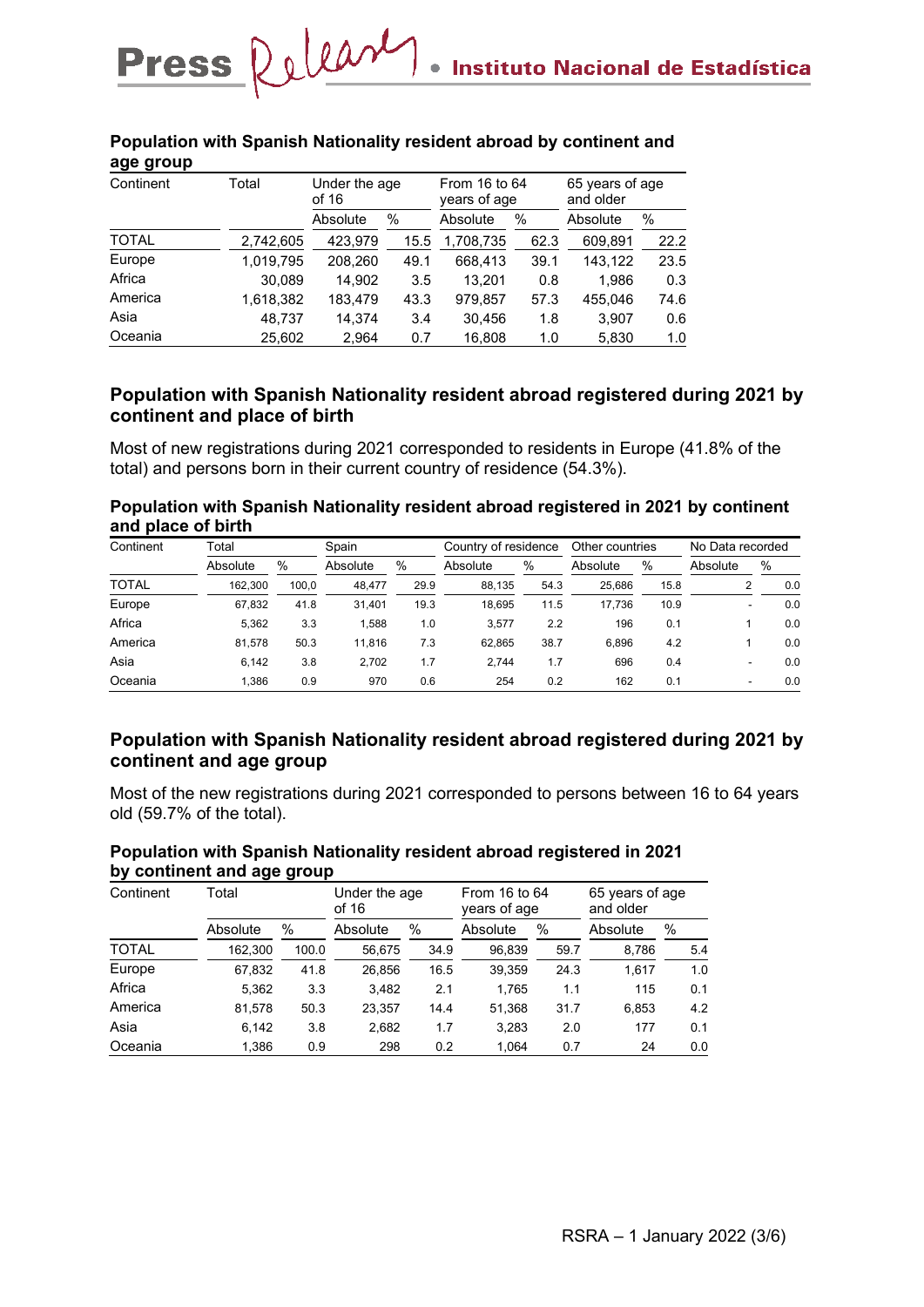**Population with Spanish Nationality resident abroad by continent and age group**

| Continent | Total | Under the age of 16 | | From 16 to 64 years of age | | 65 years of age and older | |
|---|---|---|---|---|---|---|---|
| | | Absolute | % | Absolute | % | Absolute | % |
| TOTAL | 2,742,605 | 423,979 | 15.5 | 1,708,735 | 62.3 | 609,891 | 22.2 |
| Europe | 1,019,795 | 208,260 | 49.1 | 668,413 | 39.1 | 143,122 | 23.5 |
| Africa | 30,089 | 14,902 | 3.5 | 13,201 | 0.8 | 1,986 | 0.3 |
| America | 1,618,382 | 183,479 | 43.3 | 979,857 | 57.3 | 455,046 | 74.6 |
| Asia | 48,737 | 14,374 | 3.4 | 30,456 | 1.8 | 3,907 | 0.6 |
| Oceania | 25,602 | 2,964 | 0.7 | 16,808 | 1.0 | 5,830 | 1.0 |

## Population with Spanish Nationality resident abroad registered during 2021 by continent and place of birth

Most of new registrations during 2021 corresponded to residents in Europe (41.8% of the total) and persons born in their current country of residence (54.3%).

**Population with Spanish Nationality resident abroad registered in 2021 by continent and place of birth**

| Continent | Total | | Spain | | Country of residence | | Other countries | | No Data recorded | |
|---|---|---|---|---|---|---|---|---|---|---|
| | Absolute | % | Absolute | % | Absolute | % | Absolute | % | Absolute | % |
| TOTAL | 162,300 | 100,0 | 48,477 | 29.9 | 88,135 | 54.3 | 25,686 | 15.8 | 2 | 0.0 |
| Europe | 67,832 | 41.8 | 31,401 | 19.3 | 18,695 | 11.5 | 17,736 | 10.9 | - | 0.0 |
| Africa | 5,362 | 3.3 | 1,588 | 1.0 | 3,577 | 2.2 | 196 | 0.1 | 1 | 0.0 |
| America | 81,578 | 50.3 | 11,816 | 7.3 | 62,865 | 38.7 | 6,896 | 4.2 | 1 | 0.0 |
| Asia | 6,142 | 3.8 | 2,702 | 1.7 | 2,744 | 1.7 | 696 | 0.4 | - | 0.0 |
| Oceania | 1,386 | 0.9 | 970 | 0.6 | 254 | 0.2 | 162 | 0.1 | - | 0.0 |

## Population with Spanish Nationality resident abroad registered during 2021 by continent and age group

Most of the new registrations during 2021 corresponded to persons between 16 to 64 years old (59.7% of the total).

**Population with Spanish Nationality resident abroad registered in 2021 by continent and age group**

| Continent | Total | | Under the age of 16 | | From 16 to 64 years of age | | 65 years of age and older | |
|---|---|---|---|---|---|---|---|---|
| | Absolute | % | Absolute | % | Absolute | % | Absolute | % |
| TOTAL | 162,300 | 100.0 | 56,675 | 34.9 | 96,839 | 59.7 | 8,786 | 5.4 |
| Europe | 67,832 | 41.8 | 26,856 | 16.5 | 39,359 | 24.3 | 1,617 | 1.0 |
| Africa | 5,362 | 3.3 | 3,482 | 2.1 | 1,765 | 1.1 | 115 | 0.1 |
| America | 81,578 | 50.3 | 23,357 | 14.4 | 51,368 | 31.7 | 6,853 | 4.2 |
| Asia | 6,142 | 3.8 | 2,682 | 1.7 | 3,283 | 2.0 | 177 | 0.1 |
| Oceania | 1,386 | 0.9 | 298 | 0.2 | 1,064 | 0.7 | 24 | 0.0 |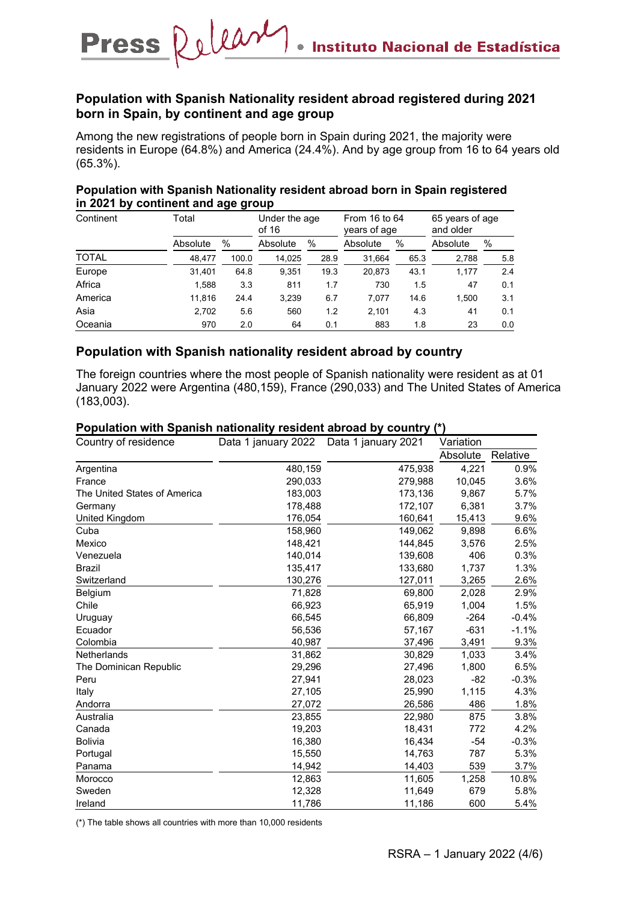## Population with Spanish Nationality resident abroad registered during 2021 born in Spain, by continent and age group

Among the new registrations of people born in Spain during 2021, the majority were residents in Europe (64.8%) and America (24.4%). And by age group from 16 to 64 years old (65.3%).

**Population with Spanish Nationality resident abroad born in Spain registered in 2021 by continent and age group**

| Continent | Total | | Under the age of 16 | | From 16 to 64 years of age | | 65 years of age and older | |
|---|---|---|---|---|---|---|---|---|
| | Absolute | % | Absolute | % | Absolute | % | Absolute | % |
| TOTAL | 48,477 | 100.0 | 14,025 | 28.9 | 31,664 | 65.3 | 2,788 | 5.8 |
| Europe | 31,401 | 64.8 | 9,351 | 19.3 | 20,873 | 43.1 | 1,177 | 2.4 |
| Africa | 1,588 | 3.3 | 811 | 1.7 | 730 | 1.5 | 47 | 0.1 |
| America | 11,816 | 24.4 | 3,239 | 6.7 | 7,077 | 14.6 | 1,500 | 3.1 |
| Asia | 2,702 | 5.6 | 560 | 1.2 | 2,101 | 4.3 | 41 | 0.1 |
| Oceania | 970 | 2.0 | 64 | 0.1 | 883 | 1.8 | 23 | 0.0 |

## Population with Spanish nationality resident abroad by country

The foreign countries where the most people of Spanish nationality were resident as at 01 January 2022 were Argentina (480,159), France (290,033) and The United States of America (183,003).

**Population with Spanish nationality resident abroad by country (*)**

| Country of residence | Data 1 january 2022 | Data 1 january 2021 | Variation | |
|---|---|---|---|---|
| | | | Absolute | Relative |
| Argentina | 480,159 | 475,938 | 4,221 | 0.9% |
| France | 290,033 | 279,988 | 10,045 | 3.6% |
| The United States of America | 183,003 | 173,136 | 9,867 | 5.7% |
| Germany | 178,488 | 172,107 | 6,381 | 3.7% |
| United Kingdom | 176,054 | 160,641 | 15,413 | 9.6% |
| Cuba | 158,960 | 149,062 | 9,898 | 6.6% |
| Mexico | 148,421 | 144,845 | 3,576 | 2.5% |
| Venezuela | 140,014 | 139,608 | 406 | 0.3% |
| Brazil | 135,417 | 133,680 | 1,737 | 1.3% |
| Switzerland | 130,276 | 127,011 | 3,265 | 2.6% |
| Belgium | 71,828 | 69,800 | 2,028 | 2.9% |
| Chile | 66,923 | 65,919 | 1,004 | 1.5% |
| Uruguay | 66,545 | 66,809 | -264 | -0.4% |
| Ecuador | 56,536 | 57,167 | -631 | -1.1% |
| Colombia | 40,987 | 37,496 | 3,491 | 9.3% |
| Netherlands | 31,862 | 30,829 | 1,033 | 3.4% |
| The Dominican Republic | 29,296 | 27,496 | 1,800 | 6.5% |
| Peru | 27,941 | 28,023 | -82 | -0.3% |
| Italy | 27,105 | 25,990 | 1,115 | 4.3% |
| Andorra | 27,072 | 26,586 | 486 | 1.8% |
| Australia | 23,855 | 22,980 | 875 | 3.8% |
| Canada | 19,203 | 18,431 | 772 | 4.2% |
| Bolivia | 16,380 | 16,434 | -54 | -0.3% |
| Portugal | 15,550 | 14,763 | 787 | 5.3% |
| Panama | 14,942 | 14,403 | 539 | 3.7% |
| Morocco | 12,863 | 11,605 | 1,258 | 10.8% |
| Sweden | 12,328 | 11,649 | 679 | 5.8% |
| Ireland | 11,786 | 11,186 | 600 | 5.4% |

(*) The table shows all countries with more than 10,000 residents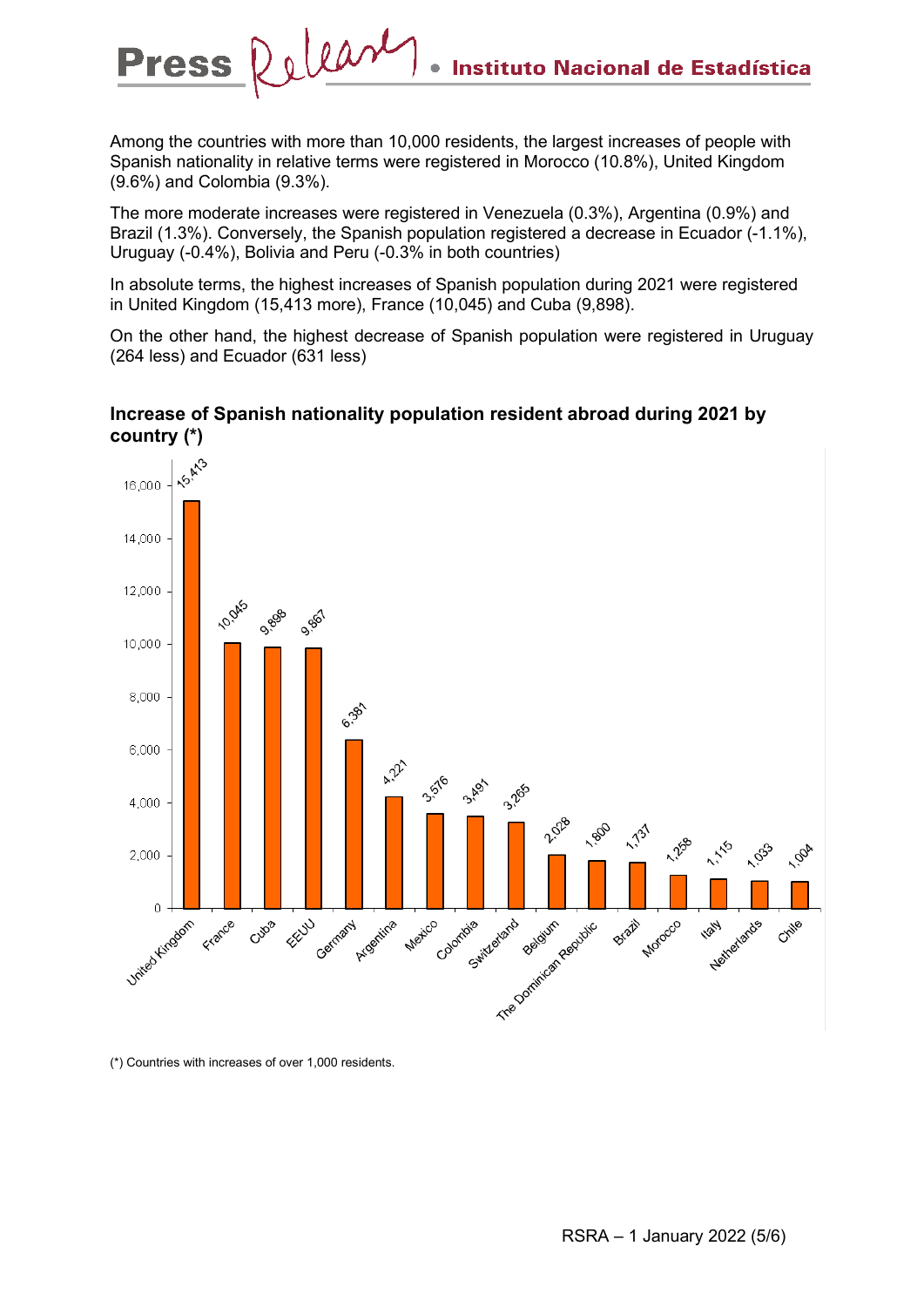Among the countries with more than 10,000 residents, the largest increases of people with Spanish nationality in relative terms were registered in Morocco (10.8%), United Kingdom (9.6%) and Colombia (9.3%).

The more moderate increases were registered in Venezuela (0.3%), Argentina (0.9%) and Brazil (1.3%). Conversely, the Spanish population registered a decrease in Ecuador (-1.1%), Uruguay (-0.4%), Bolivia and Peru (-0.3% in both countries)

In absolute terms, the highest increases of Spanish population during 2021 were registered in United Kingdom (15,413 more), France (10,045) and Cuba (9,898).

On the other hand, the highest decrease of Spanish population were registered in Uruguay (264 less) and Ecuador (631 less)

**Increase of Spanish nationality population resident abroad during 2021 by country (*)**

| Country | Increase |
|---|---|
| United Kingdom | 15,413 |
| France | 10,045 |
| Cuba | 9,898 |
| EEUU | 9,867 |
| Germany | 6,381 |
| Argentina | 4,221 |
| Mexico | 3,576 |
| Colombia | 3,491 |
| Switzerland | 3,265 |
| Belgium | 2,028 |
| The Dominican Republic | 1,800 |
| Brazil | 1,737 |
| Morocco | 1,258 |
| Italy | 1,115 |
| Netherlands | 1,033 |
| Chile | 1,004 |

(*) Countries with increases of over 1,000 residents.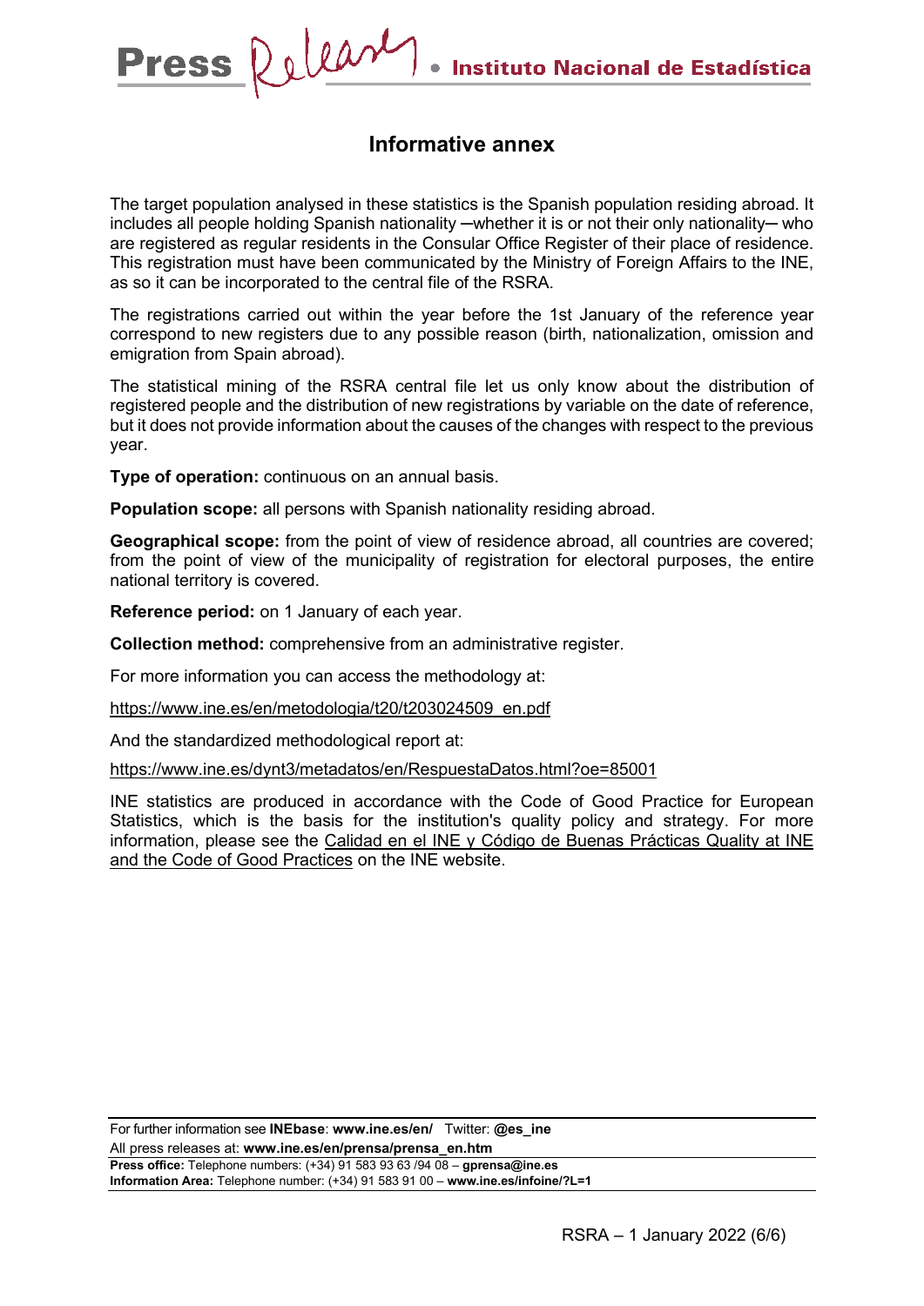# Informative annex

The target population analysed in these statistics is the Spanish population residing abroad. It includes all people holding Spanish nationality ─whether it is or not their only nationality─ who are registered as regular residents in the Consular Office Register of their place of residence. This registration must have been communicated by the Ministry of Foreign Affairs to the INE, as so it can be incorporated to the central file of the RSRA.

The registrations carried out within the year before the 1st January of the reference year correspond to new registers due to any possible reason (birth, nationalization, omission and emigration from Spain abroad).

The statistical mining of the RSRA central file let us only know about the distribution of registered people and the distribution of new registrations by variable on the date of reference, but it does not provide information about the causes of the changes with respect to the previous year.

**Type of operation:** continuous on an annual basis.

**Population scope:** all persons with Spanish nationality residing abroad.

**Geographical scope:** from the point of view of residence abroad, all countries are covered; from the point of view of the municipality of registration for electoral purposes, the entire national territory is covered.

**Reference period:** on 1 January of each year.

**Collection method:** comprehensive from an administrative register.

For more information you can access the methodology at:

https://www.ine.es/en/metodologia/t20/t203024509_en.pdf

And the standardized methodological report at:

https://www.ine.es/dynt3/metadatos/en/RespuestaDatos.html?oe=85001

INE statistics are produced in accordance with the Code of Good Practice for European Statistics, which is the basis for the institution's quality policy and strategy. For more information, please see the Calidad en el INE y Código de Buenas Prácticas Quality at INE and the Code of Good Practices on the INE website.

For further information see **INEbase**: **www.ine.es/en/** Twitter: **@es_ine**
All press releases at: **www.ine.es/en/prensa/prensa_en.htm**
**Press office:** Telephone numbers: (+34) 91 583 93 63 /94 08 – **gprensa@ine.es**
**Information Area:** Telephone number: (+34) 91 583 91 00 – **www.ine.es/infoine/?L=1**